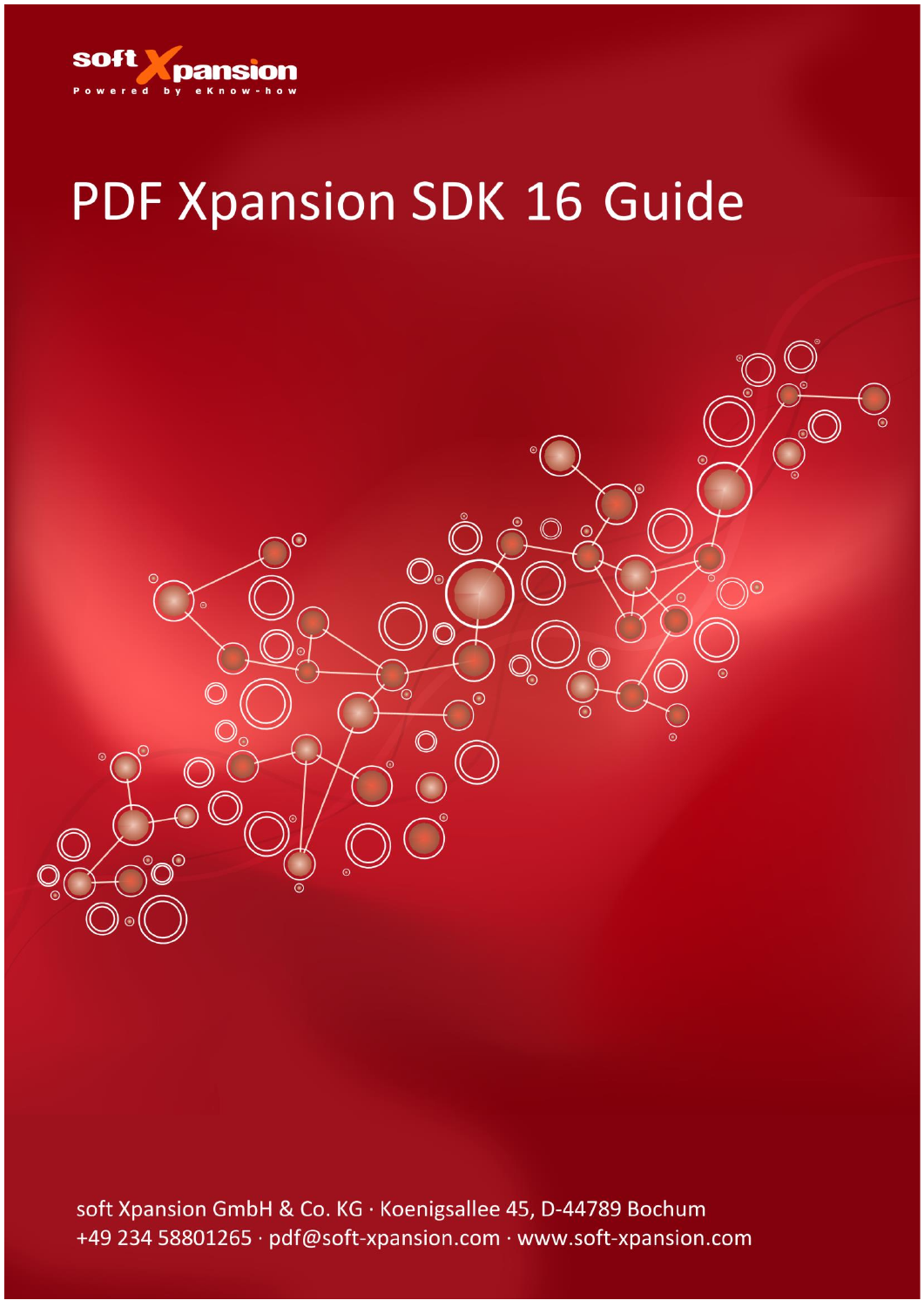soft Xpansion

Powered by eKnow-how

# PDF Xpansion SDK 16 Guide

soft Xpansion GmbH & Co. KG · Koenigsallee 45, D-44789 Bochum
+49 234 58801265 · pdf@soft-xpansion.com · www.soft-xpansion.com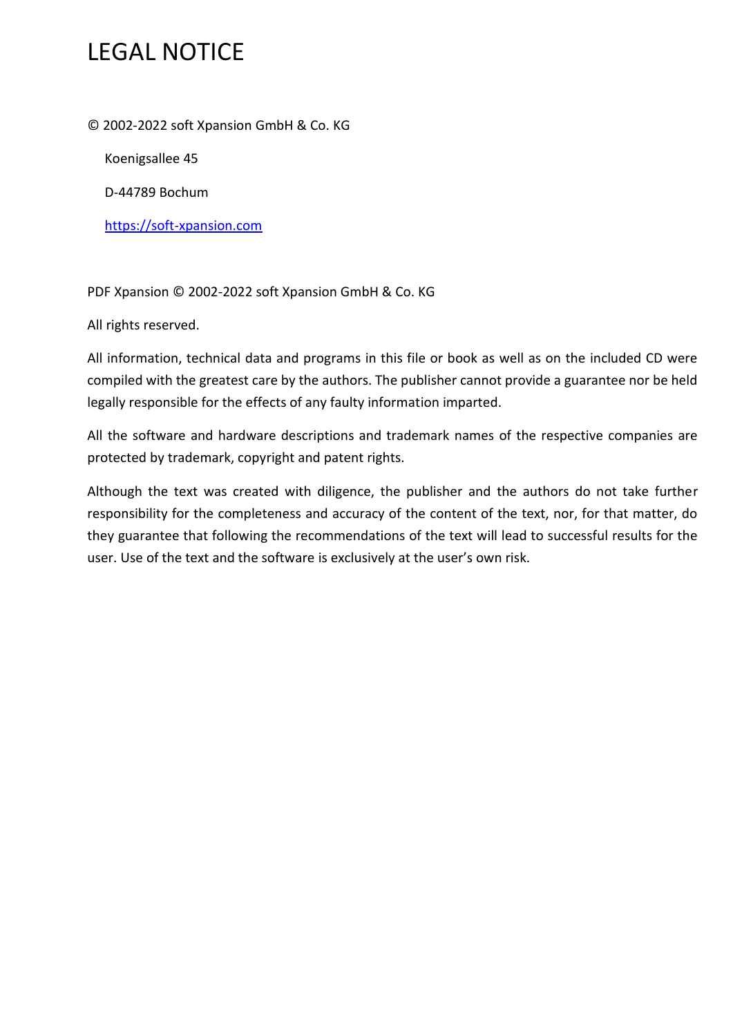# LEGAL NOTICE

© 2002-2022 soft Xpansion GmbH & Co. KG

Koenigsallee 45

D-44789 Bochum

https://soft-xpansion.com

PDF Xpansion © 2002-2022 soft Xpansion GmbH & Co. KG

All rights reserved.

All information, technical data and programs in this file or book as well as on the included CD were compiled with the greatest care by the authors. The publisher cannot provide a guarantee nor be held legally responsible for the effects of any faulty information imparted.

All the software and hardware descriptions and trademark names of the respective companies are protected by trademark, copyright and patent rights.

Although the text was created with diligence, the publisher and the authors do not take further responsibility for the completeness and accuracy of the content of the text, nor, for that matter, do they guarantee that following the recommendations of the text will lead to successful results for the user. Use of the text and the software is exclusively at the user's own risk.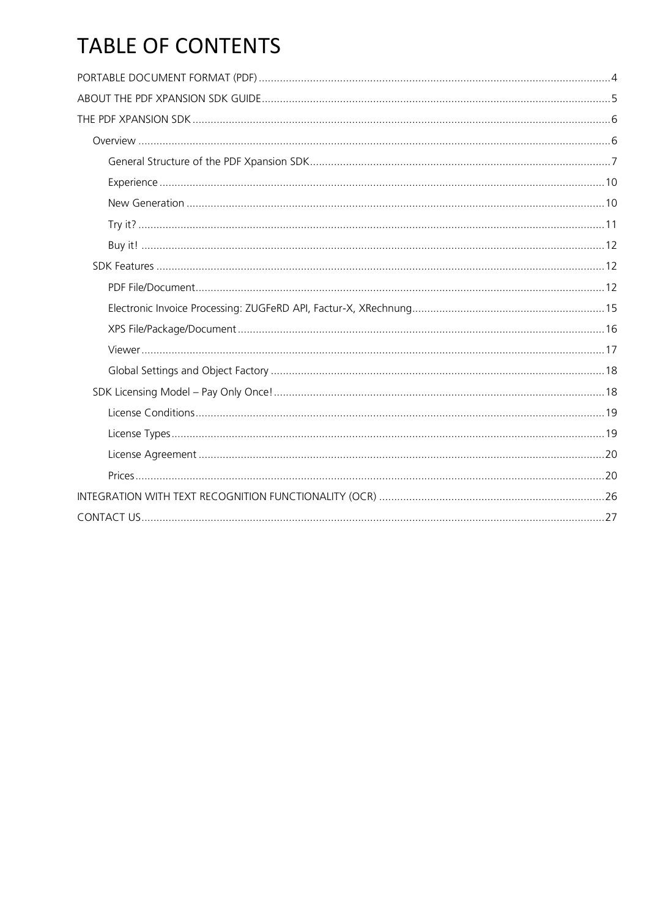# TABLE OF CONTENTS

- PORTABLE DOCUMENT FORMAT (PDF) ... 4
- ABOUT THE PDF XPANSION SDK GUIDE ... 5
- THE PDF XPANSION SDK ... 6
  - Overview ... 6
    - General Structure of the PDF Xpansion SDK ... 7
    - Experience ... 10
    - New Generation ... 10
    - Try it? ... 11
    - Buy it! ... 12
  - SDK Features ... 12
    - PDF File/Document ... 12
    - Electronic Invoice Processing: ZUGFeRD API, Factur-X, XRechnung ... 15
    - XPS File/Package/Document ... 16
    - Viewer ... 17
    - Global Settings and Object Factory ... 18
  - SDK Licensing Model – Pay Only Once! ... 18
    - License Conditions ... 19
    - License Types ... 19
    - License Agreement ... 20
    - Prices ... 20
- INTEGRATION WITH TEXT RECOGNITION FUNCTIONALITY (OCR) ... 26
- CONTACT US ... 27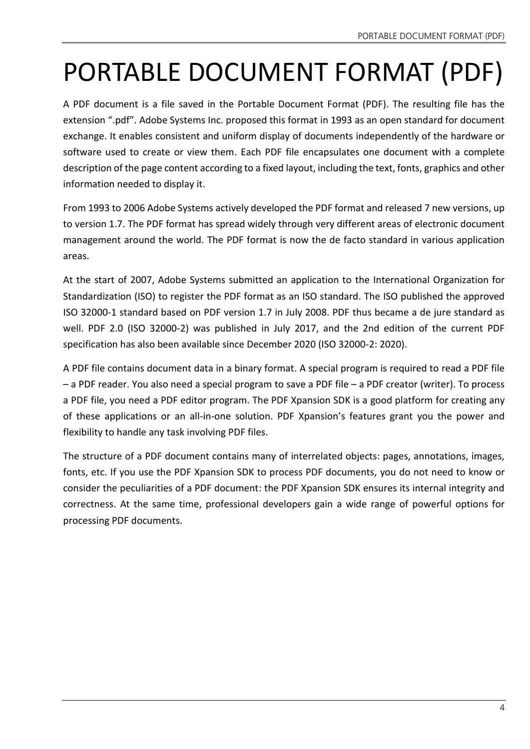# PORTABLE DOCUMENT FORMAT (PDF)

A PDF document is a file saved in the Portable Document Format (PDF). The resulting file has the extension ".pdf". Adobe Systems Inc. proposed this format in 1993 as an open standard for document exchange. It enables consistent and uniform display of documents independently of the hardware or software used to create or view them. Each PDF file encapsulates one document with a complete description of the page content according to a fixed layout, including the text, fonts, graphics and other information needed to display it.

From 1993 to 2006 Adobe Systems actively developed the PDF format and released 7 new versions, up to version 1.7. The PDF format has spread widely through very different areas of electronic document management around the world. The PDF format is now the de facto standard in various application areas.

At the start of 2007, Adobe Systems submitted an application to the International Organization for Standardization (ISO) to register the PDF format as an ISO standard. The ISO published the approved ISO 32000-1 standard based on PDF version 1.7 in July 2008. PDF thus became a de jure standard as well. PDF 2.0 (ISO 32000-2) was published in July 2017, and the 2nd edition of the current PDF specification has also been available since December 2020 (ISO 32000-2: 2020).

A PDF file contains document data in a binary format. A special program is required to read a PDF file – a PDF reader. You also need a special program to save a PDF file – a PDF creator (writer). To process a PDF file, you need a PDF editor program. The PDF Xpansion SDK is a good platform for creating any of these applications or an all-in-one solution. PDF Xpansion's features grant you the power and flexibility to handle any task involving PDF files.

The structure of a PDF document contains many of interrelated objects: pages, annotations, images, fonts, etc. If you use the PDF Xpansion SDK to process PDF documents, you do not need to know or consider the peculiarities of a PDF document: the PDF Xpansion SDK ensures its internal integrity and correctness. At the same time, professional developers gain a wide range of powerful options for processing PDF documents.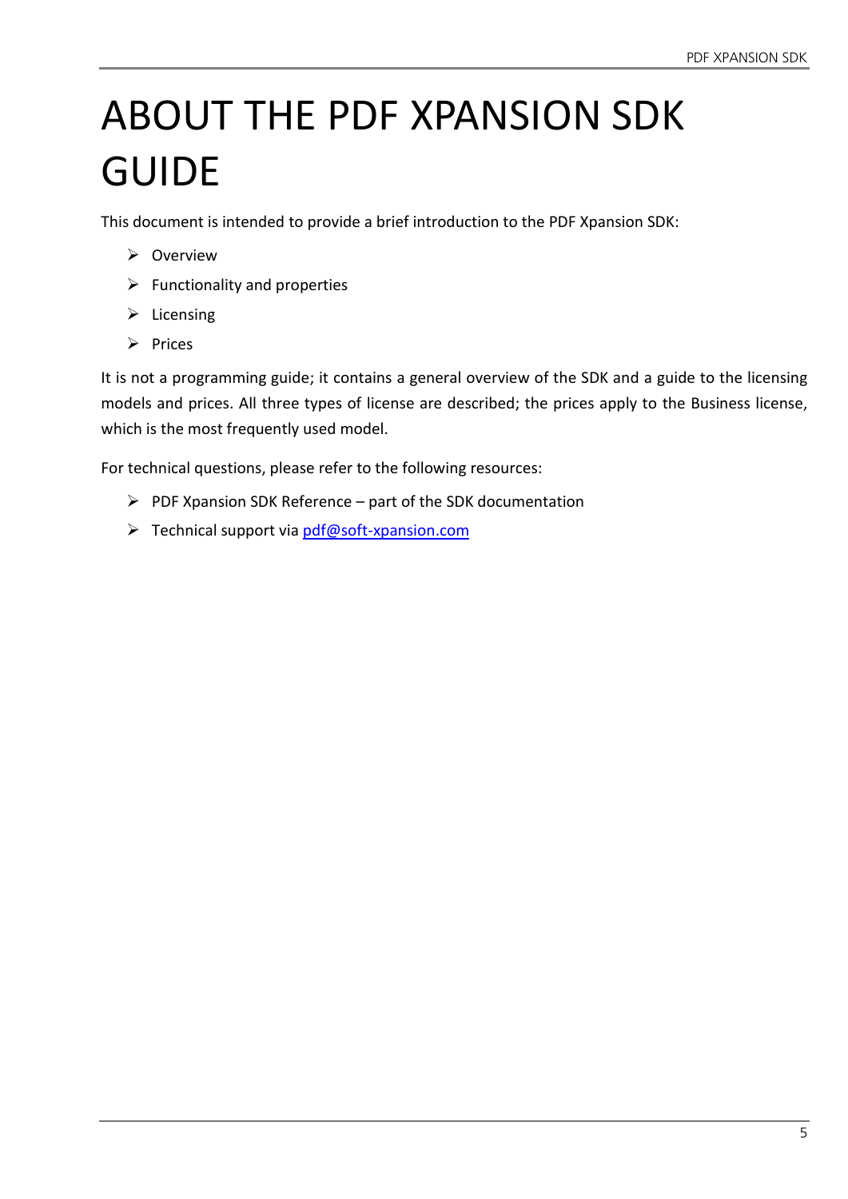# ABOUT THE PDF XPANSION SDK GUIDE

This document is intended to provide a brief introduction to the PDF Xpansion SDK:

- Overview
- Functionality and properties
- Licensing
- Prices

It is not a programming guide; it contains a general overview of the SDK and a guide to the licensing models and prices. All three types of license are described; the prices apply to the Business license, which is the most frequently used model.

For technical questions, please refer to the following resources:

- PDF Xpansion SDK Reference – part of the SDK documentation
- Technical support via [pdf@soft-xpansion.com](mailto:pdf@soft-xpansion.com)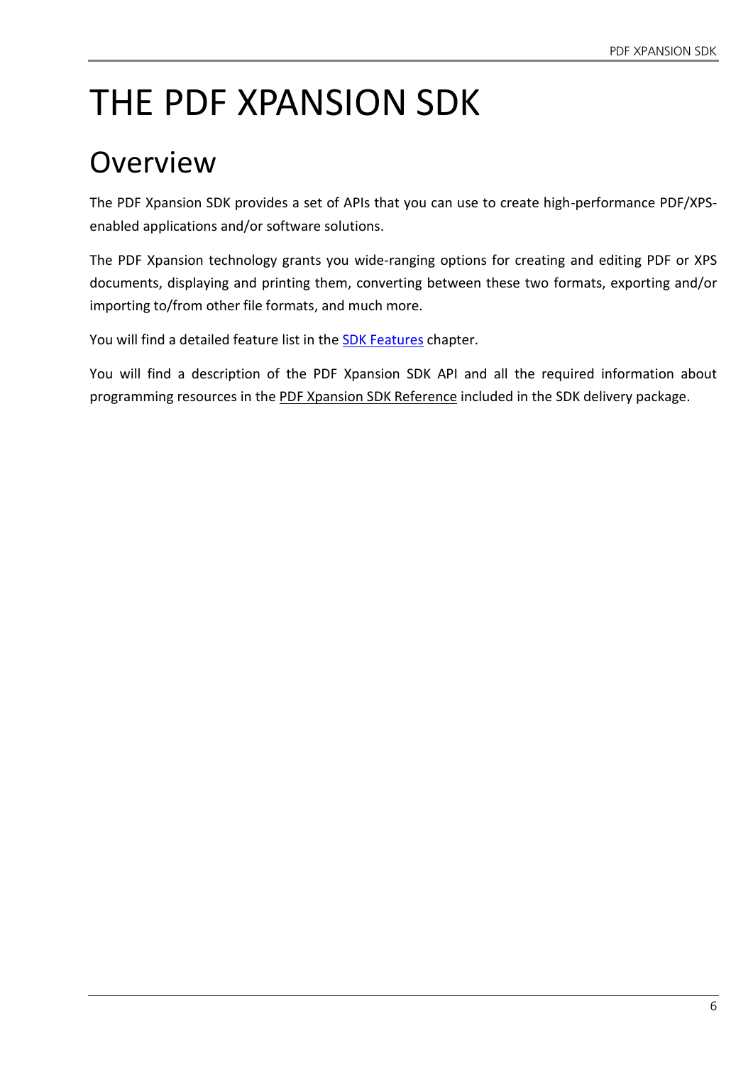# THE PDF XPANSION SDK

## Overview

The PDF Xpansion SDK provides a set of APIs that you can use to create high-performance PDF/XPS-enabled applications and/or software solutions.

The PDF Xpansion technology grants you wide-ranging options for creating and editing PDF or XPS documents, displaying and printing them, converting between these two formats, exporting and/or importing to/from other file formats, and much more.

You will find a detailed feature list in the SDK Features chapter.

You will find a description of the PDF Xpansion SDK API and all the required information about programming resources in the PDF Xpansion SDK Reference included in the SDK delivery package.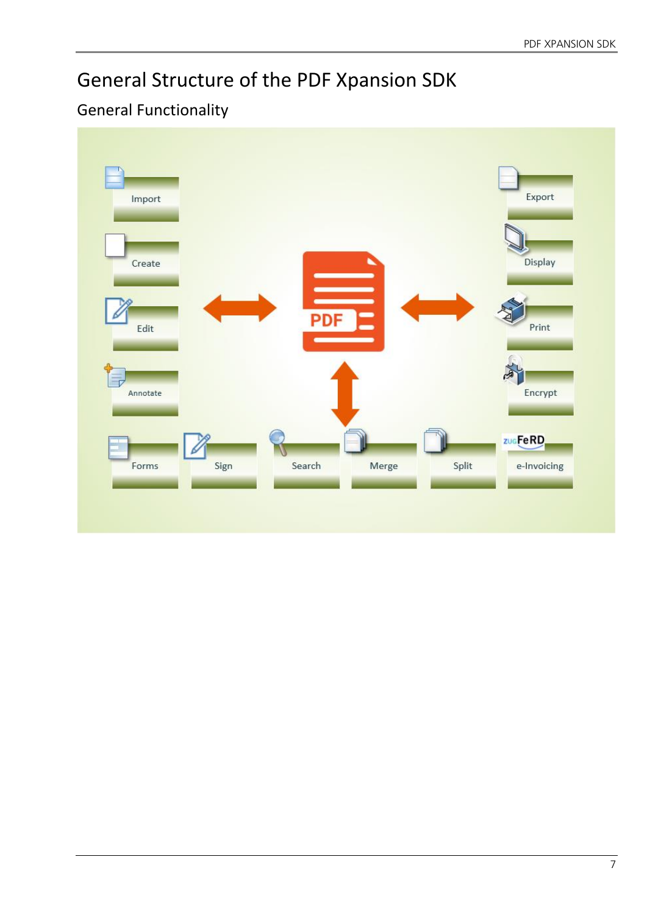# General Structure of the PDF Xpansion SDK

## General Functionality

Import
Create
Edit
Annotate
Export
Display
Print
Encrypt
PDF
Forms
Sign
Search
Merge
Split
ZUGFeRD
e-Invoicing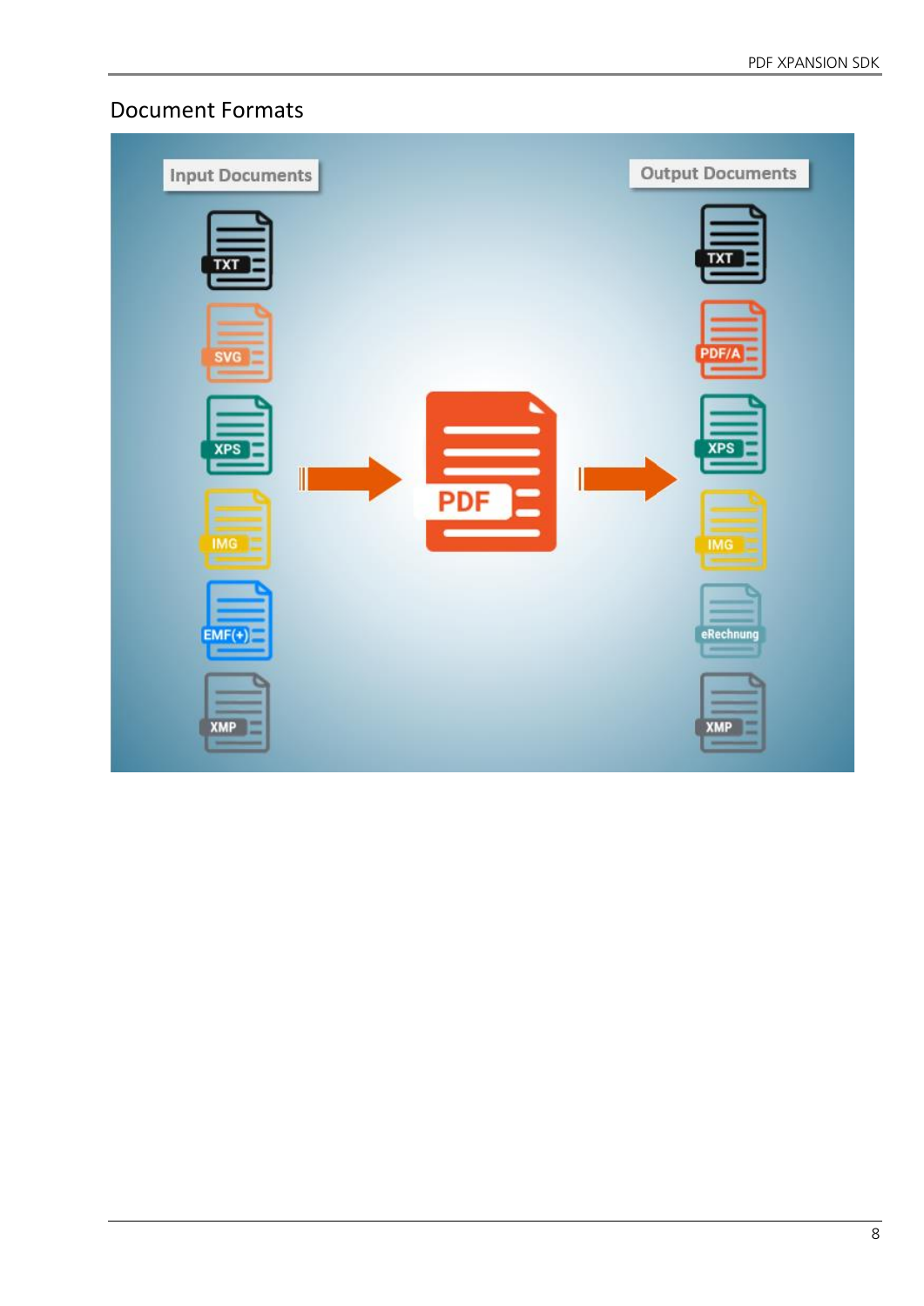## Document Formats

Input Documents

TXT

SVG

XPS

IMG

EMF(+)

XMP

PDF

Output Documents

TXT

PDF/A

XPS

IMG

eRechnung

XMP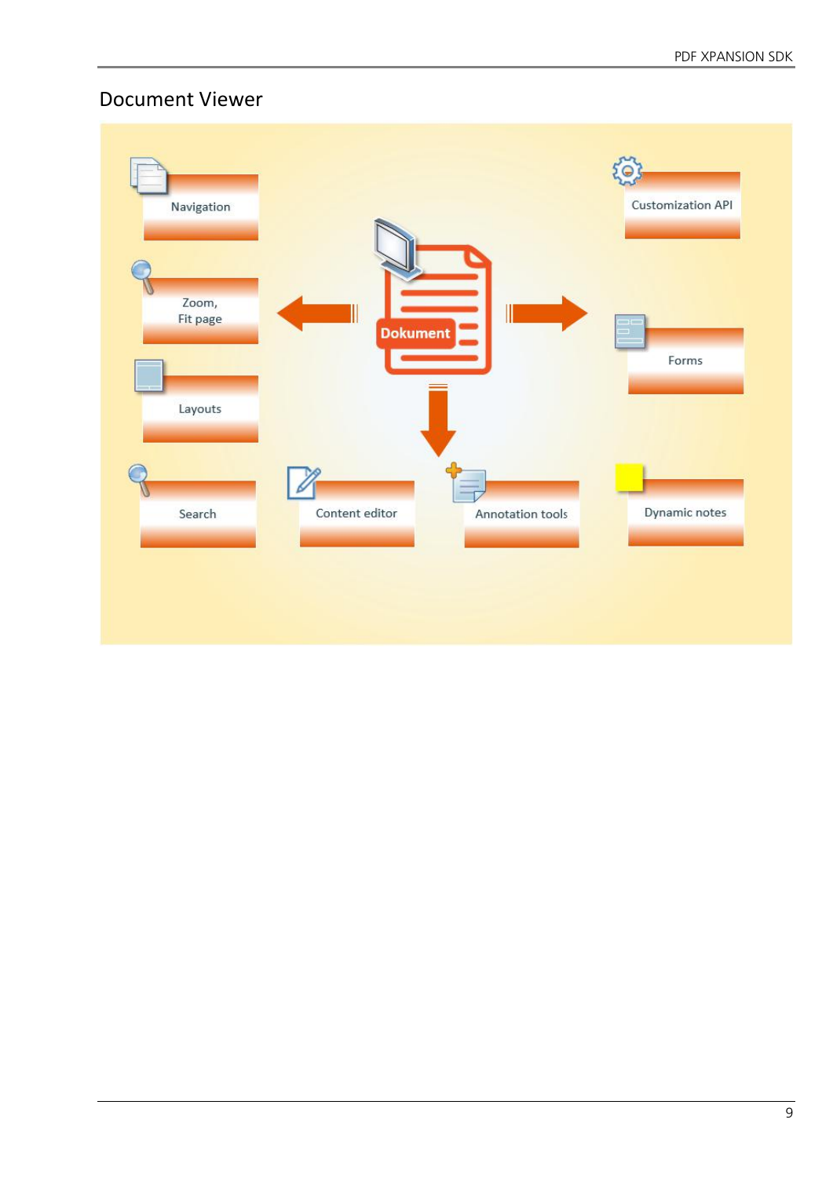## Document Viewer

Navigation

Zoom,
Fit page

Layouts

Search

Content editor

Dokument

Annotation tools

Customization API

Forms

Dynamic notes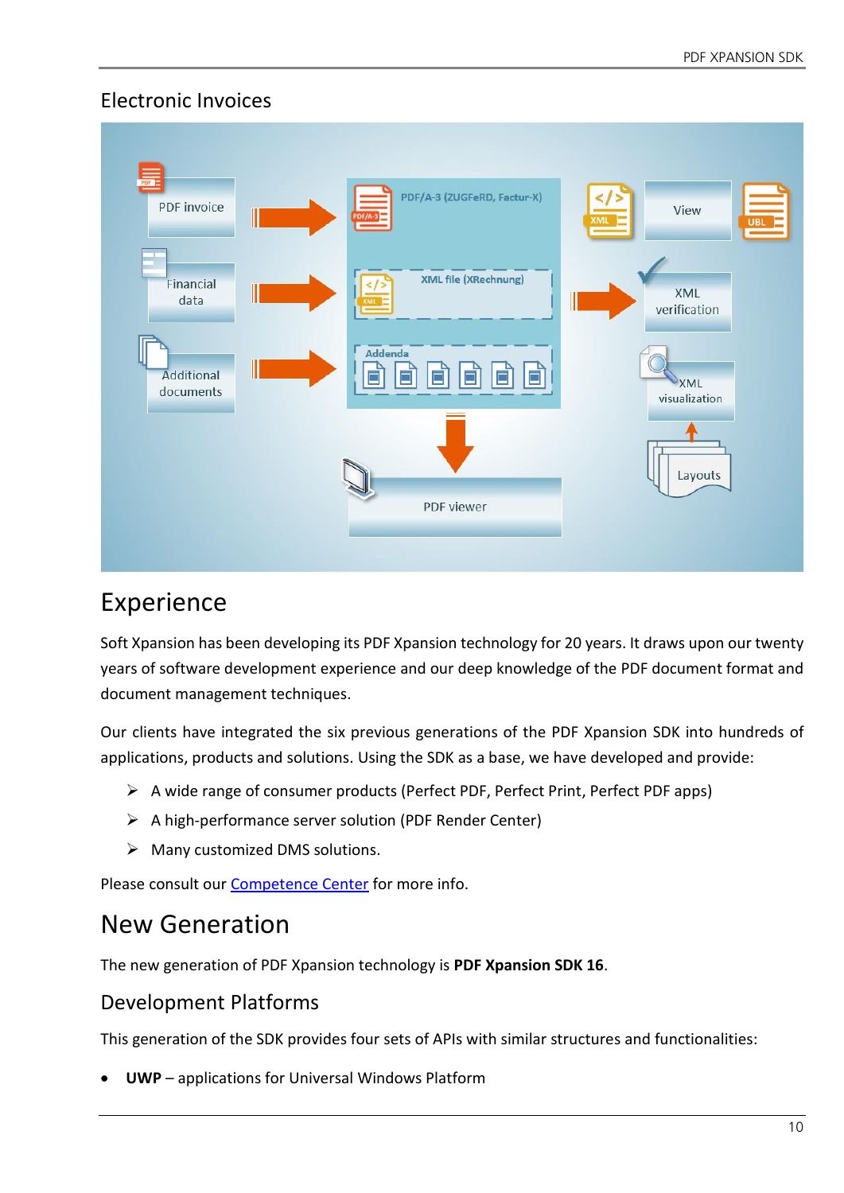## Electronic Invoices

PDF invoice

Financial data

Additional documents

PDF/A-3 (ZUGFeRD, Factur-X)

XML file (XRechnung)

Addenda

PDF viewer

View

XML verification

XML visualization

Layouts

# Experience

Soft Xpansion has been developing its PDF Xpansion technology for 20 years. It draws upon our twenty years of software development experience and our deep knowledge of the PDF document format and document management techniques.

Our clients have integrated the six previous generations of the PDF Xpansion SDK into hundreds of applications, products and solutions. Using the SDK as a base, we have developed and provide:

- A wide range of consumer products (Perfect PDF, Perfect Print, Perfect PDF apps)
- A high-performance server solution (PDF Render Center)
- Many customized DMS solutions.

Please consult our Competence Center for more info.

# New Generation

The new generation of PDF Xpansion technology is **PDF Xpansion SDK 16**.

## Development Platforms

This generation of the SDK provides four sets of APIs with similar structures and functionalities:

- **UWP** – applications for Universal Windows Platform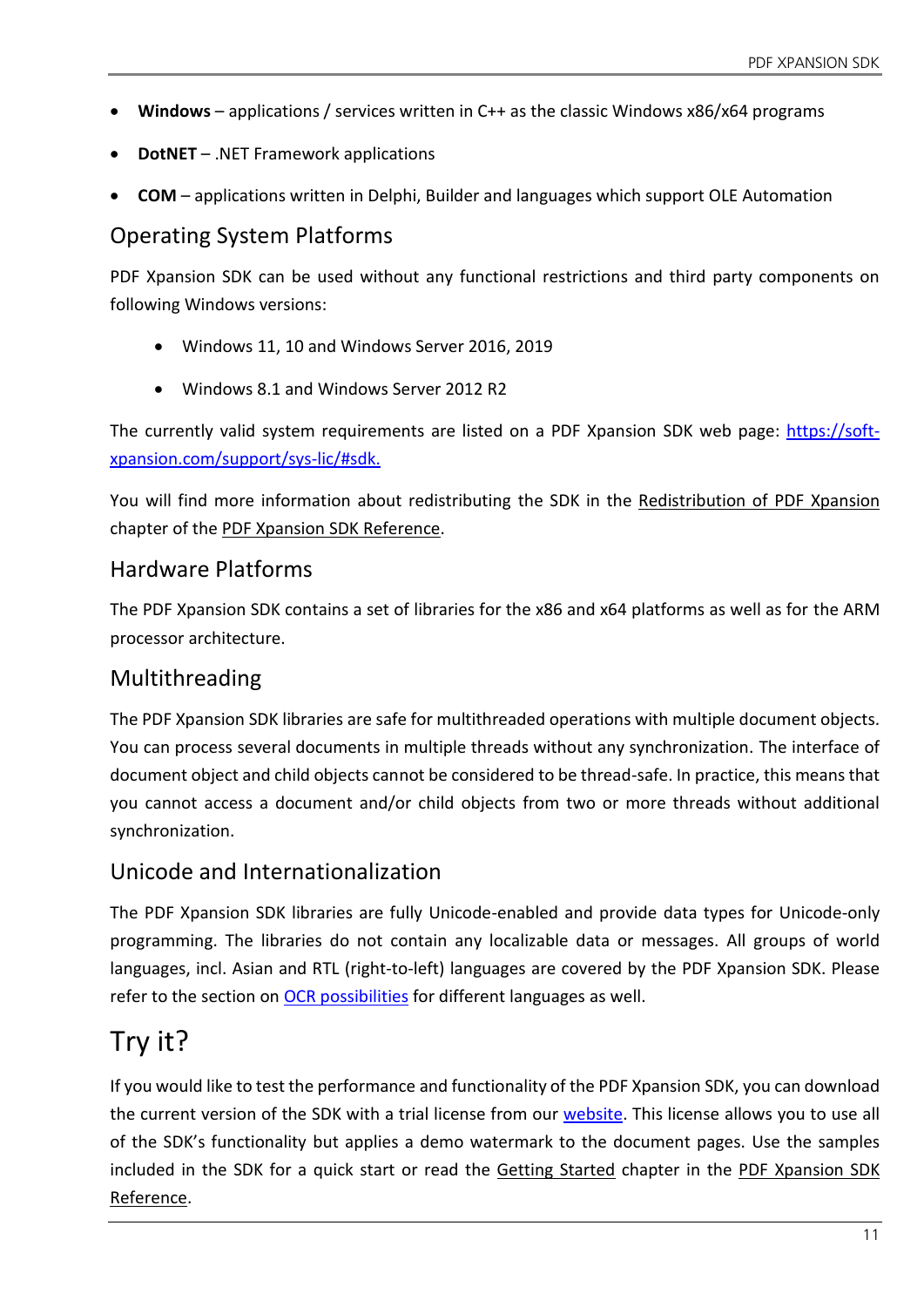- **Windows** – applications / services written in C++ as the classic Windows x86/x64 programs
- **DotNET** – .NET Framework applications
- **COM** – applications written in Delphi, Builder and languages which support OLE Automation

## Operating System Platforms

PDF Xpansion SDK can be used without any functional restrictions and third party components on following Windows versions:

- Windows 11, 10 and Windows Server 2016, 2019
- Windows 8.1 and Windows Server 2012 R2

The currently valid system requirements are listed on a PDF Xpansion SDK web page: [https://soft-xpansion.com/support/sys-lic/#sdk.](https://soft-xpansion.com/support/sys-lic/#sdk)

You will find more information about redistributing the SDK in the Redistribution of PDF Xpansion chapter of the PDF Xpansion SDK Reference.

## Hardware Platforms

The PDF Xpansion SDK contains a set of libraries for the x86 and x64 platforms as well as for the ARM processor architecture.

## Multithreading

The PDF Xpansion SDK libraries are safe for multithreaded operations with multiple document objects. You can process several documents in multiple threads without any synchronization. The interface of document object and child objects cannot be considered to be thread-safe. In practice, this means that you cannot access a document and/or child objects from two or more threads without additional synchronization.

## Unicode and Internationalization

The PDF Xpansion SDK libraries are fully Unicode-enabled and provide data types for Unicode-only programming. The libraries do not contain any localizable data or messages. All groups of world languages, incl. Asian and RTL (right-to-left) languages are covered by the PDF Xpansion SDK. Please refer to the section on OCR possibilities for different languages as well.

# Try it?

If you would like to test the performance and functionality of the PDF Xpansion SDK, you can download the current version of the SDK with a trial license from our website. This license allows you to use all of the SDK's functionality but applies a demo watermark to the document pages. Use the samples included in the SDK for a quick start or read the Getting Started chapter in the PDF Xpansion SDK Reference.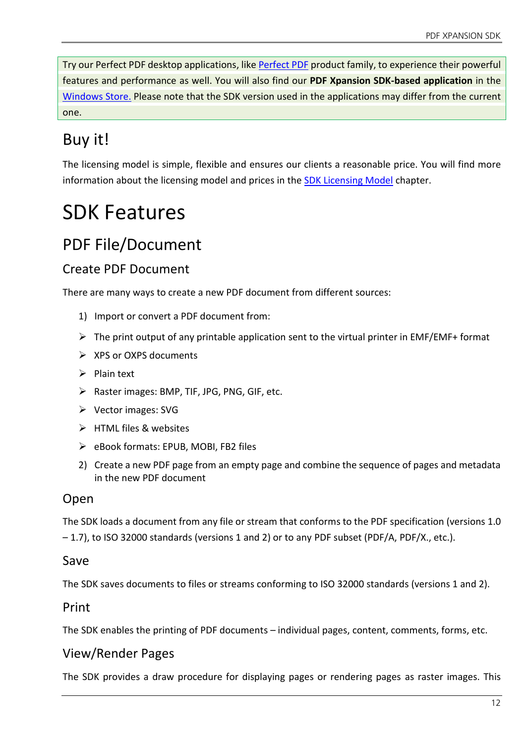Try our Perfect PDF desktop applications, like Perfect PDF product family, to experience their powerful features and performance as well. You will also find our **PDF Xpansion SDK-based application** in the Windows Store. Please note that the SDK version used in the applications may differ from the current one.

## Buy it!

The licensing model is simple, flexible and ensures our clients a reasonable price. You will find more information about the licensing model and prices in the SDK Licensing Model chapter.

# SDK Features

## PDF File/Document

### Create PDF Document

There are many ways to create a new PDF document from different sources:

1) Import or convert a PDF document from:

- The print output of any printable application sent to the virtual printer in EMF/EMF+ format
- XPS or OXPS documents
- Plain text
- Raster images: BMP, TIF, JPG, PNG, GIF, etc.
- Vector images: SVG
- HTML files & websites
- eBook formats: EPUB, MOBI, FB2 files

2) Create a new PDF page from an empty page and combine the sequence of pages and metadata in the new PDF document

### Open

The SDK loads a document from any file or stream that conforms to the PDF specification (versions 1.0 – 1.7), to ISO 32000 standards (versions 1 and 2) or to any PDF subset (PDF/A, PDF/X., etc.).

### Save

The SDK saves documents to files or streams conforming to ISO 32000 standards (versions 1 and 2).

### Print

The SDK enables the printing of PDF documents – individual pages, content, comments, forms, etc.

### View/Render Pages

The SDK provides a draw procedure for displaying pages or rendering pages as raster images. This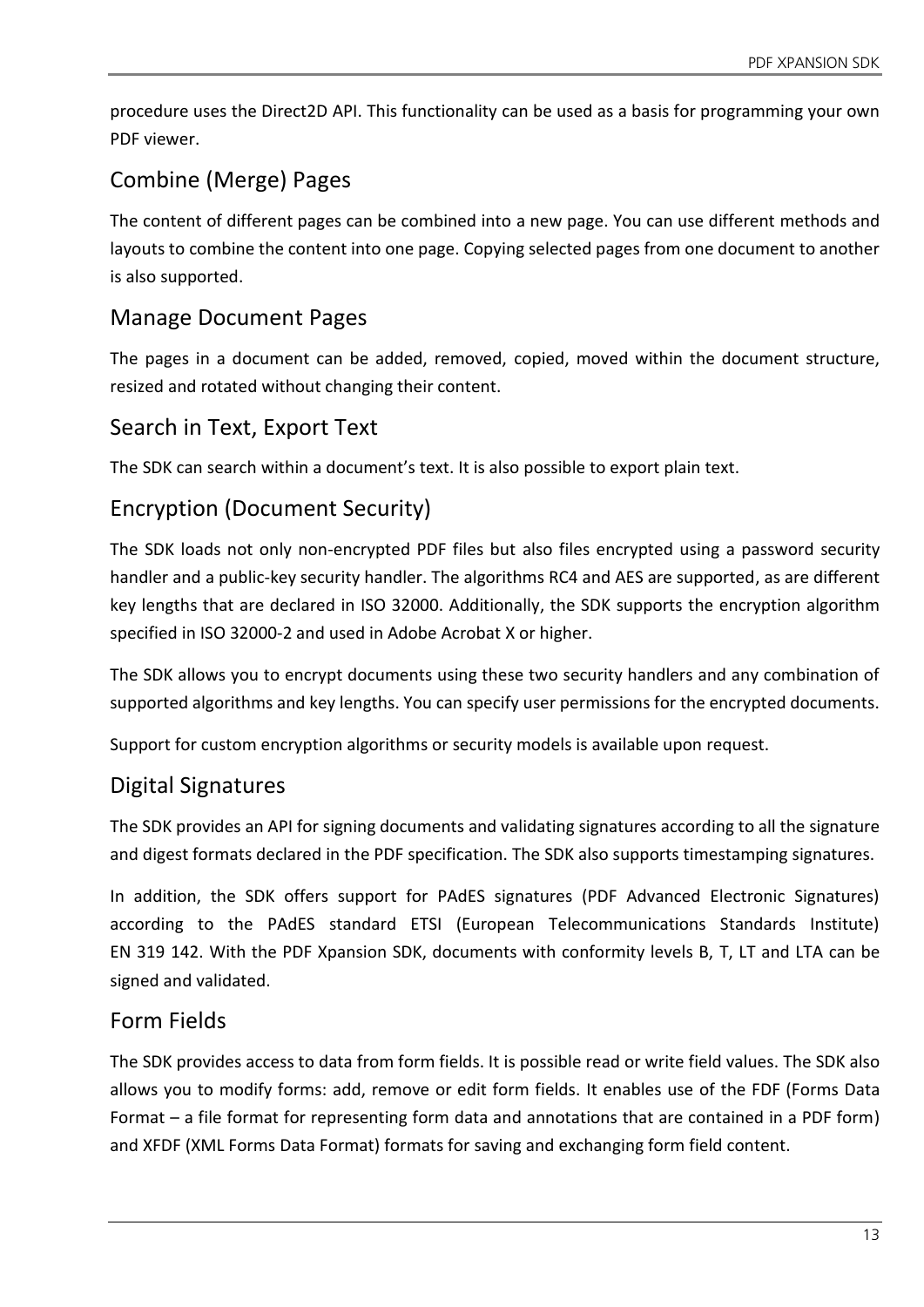procedure uses the Direct2D API. This functionality can be used as a basis for programming your own PDF viewer.

## Combine (Merge) Pages

The content of different pages can be combined into a new page. You can use different methods and layouts to combine the content into one page. Copying selected pages from one document to another is also supported.

## Manage Document Pages

The pages in a document can be added, removed, copied, moved within the document structure, resized and rotated without changing their content.

## Search in Text, Export Text

The SDK can search within a document's text. It is also possible to export plain text.

## Encryption (Document Security)

The SDK loads not only non-encrypted PDF files but also files encrypted using a password security handler and a public-key security handler. The algorithms RC4 and AES are supported, as are different key lengths that are declared in ISO 32000. Additionally, the SDK supports the encryption algorithm specified in ISO 32000-2 and used in Adobe Acrobat X or higher.

The SDK allows you to encrypt documents using these two security handlers and any combination of supported algorithms and key lengths. You can specify user permissions for the encrypted documents.

Support for custom encryption algorithms or security models is available upon request.

## Digital Signatures

The SDK provides an API for signing documents and validating signatures according to all the signature and digest formats declared in the PDF specification. The SDK also supports timestamping signatures.

In addition, the SDK offers support for PAdES signatures (PDF Advanced Electronic Signatures) according to the PAdES standard ETSI (European Telecommunications Standards Institute) EN 319 142. With the PDF Xpansion SDK, documents with conformity levels B, T, LT and LTA can be signed and validated.

## Form Fields

The SDK provides access to data from form fields. It is possible read or write field values. The SDK also allows you to modify forms: add, remove or edit form fields. It enables use of the FDF (Forms Data Format – a file format for representing form data and annotations that are contained in a PDF form) and XFDF (XML Forms Data Format) formats for saving and exchanging form field content.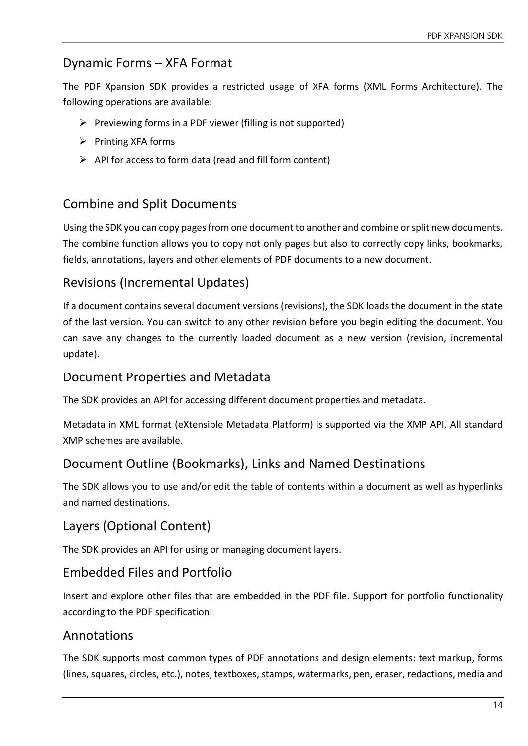## Dynamic Forms – XFA Format

The PDF Xpansion SDK provides a restricted usage of XFA forms (XML Forms Architecture). The following operations are available:

- Previewing forms in a PDF viewer (filling is not supported)
- Printing XFA forms
- API for access to form data (read and fill form content)

## Combine and Split Documents

Using the SDK you can copy pages from one document to another and combine or split new documents. The combine function allows you to copy not only pages but also to correctly copy links, bookmarks, fields, annotations, layers and other elements of PDF documents to a new document.

## Revisions (Incremental Updates)

If a document contains several document versions (revisions), the SDK loads the document in the state of the last version. You can switch to any other revision before you begin editing the document. You can save any changes to the currently loaded document as a new version (revision, incremental update).

## Document Properties and Metadata

The SDK provides an API for accessing different document properties and metadata.

Metadata in XML format (eXtensible Metadata Platform) is supported via the XMP API. All standard XMP schemes are available.

## Document Outline (Bookmarks), Links and Named Destinations

The SDK allows you to use and/or edit the table of contents within a document as well as hyperlinks and named destinations.

## Layers (Optional Content)

The SDK provides an API for using or managing document layers.

## Embedded Files and Portfolio

Insert and explore other files that are embedded in the PDF file. Support for portfolio functionality according to the PDF specification.

## Annotations

The SDK supports most common types of PDF annotations and design elements: text markup, forms (lines, squares, circles, etc.), notes, textboxes, stamps, watermarks, pen, eraser, redactions, media and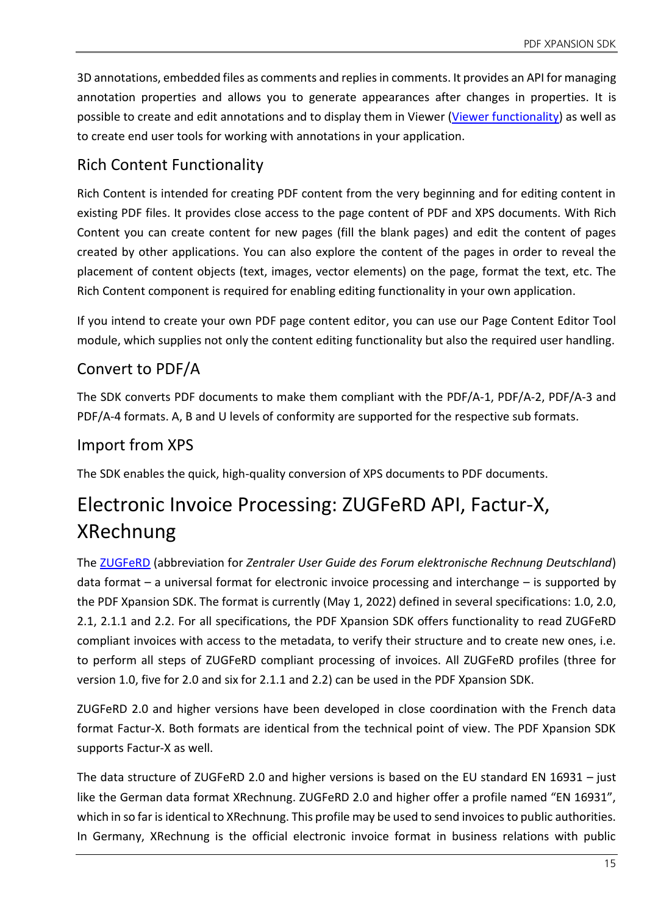3D annotations, embedded files as comments and replies in comments. It provides an API for managing annotation properties and allows you to generate appearances after changes in properties. It is possible to create and edit annotations and to display them in Viewer ([Viewer functionality]()) as well as to create end user tools for working with annotations in your application.

## Rich Content Functionality

Rich Content is intended for creating PDF content from the very beginning and for editing content in existing PDF files. It provides close access to the page content of PDF and XPS documents. With Rich Content you can create content for new pages (fill the blank pages) and edit the content of pages created by other applications. You can also explore the content of the pages in order to reveal the placement of content objects (text, images, vector elements) on the page, format the text, etc. The Rich Content component is required for enabling editing functionality in your own application.

If you intend to create your own PDF page content editor, you can use our Page Content Editor Tool module, which supplies not only the content editing functionality but also the required user handling.

## Convert to PDF/A

The SDK converts PDF documents to make them compliant with the PDF/A-1, PDF/A-2, PDF/A-3 and PDF/A-4 formats. A, B and U levels of conformity are supported for the respective sub formats.

## Import from XPS

The SDK enables the quick, high-quality conversion of XPS documents to PDF documents.

# Electronic Invoice Processing: ZUGFeRD API, Factur-X, XRechnung

The [ZUGFeRD]() (abbreviation for *Zentraler User Guide des Forum elektronische Rechnung Deutschland*) data format – a universal format for electronic invoice processing and interchange – is supported by the PDF Xpansion SDK. The format is currently (May 1, 2022) defined in several specifications: 1.0, 2.0, 2.1, 2.1.1 and 2.2. For all specifications, the PDF Xpansion SDK offers functionality to read ZUGFeRD compliant invoices with access to the metadata, to verify their structure and to create new ones, i.e. to perform all steps of ZUGFeRD compliant processing of invoices. All ZUGFeRD profiles (three for version 1.0, five for 2.0 and six for 2.1.1 and 2.2) can be used in the PDF Xpansion SDK.

ZUGFeRD 2.0 and higher versions have been developed in close coordination with the French data format Factur-X. Both formats are identical from the technical point of view. The PDF Xpansion SDK supports Factur-X as well.

The data structure of ZUGFeRD 2.0 and higher versions is based on the EU standard EN 16931 – just like the German data format XRechnung. ZUGFeRD 2.0 and higher offer a profile named "EN 16931", which in so far is identical to XRechnung. This profile may be used to send invoices to public authorities. In Germany, XRechnung is the official electronic invoice format in business relations with public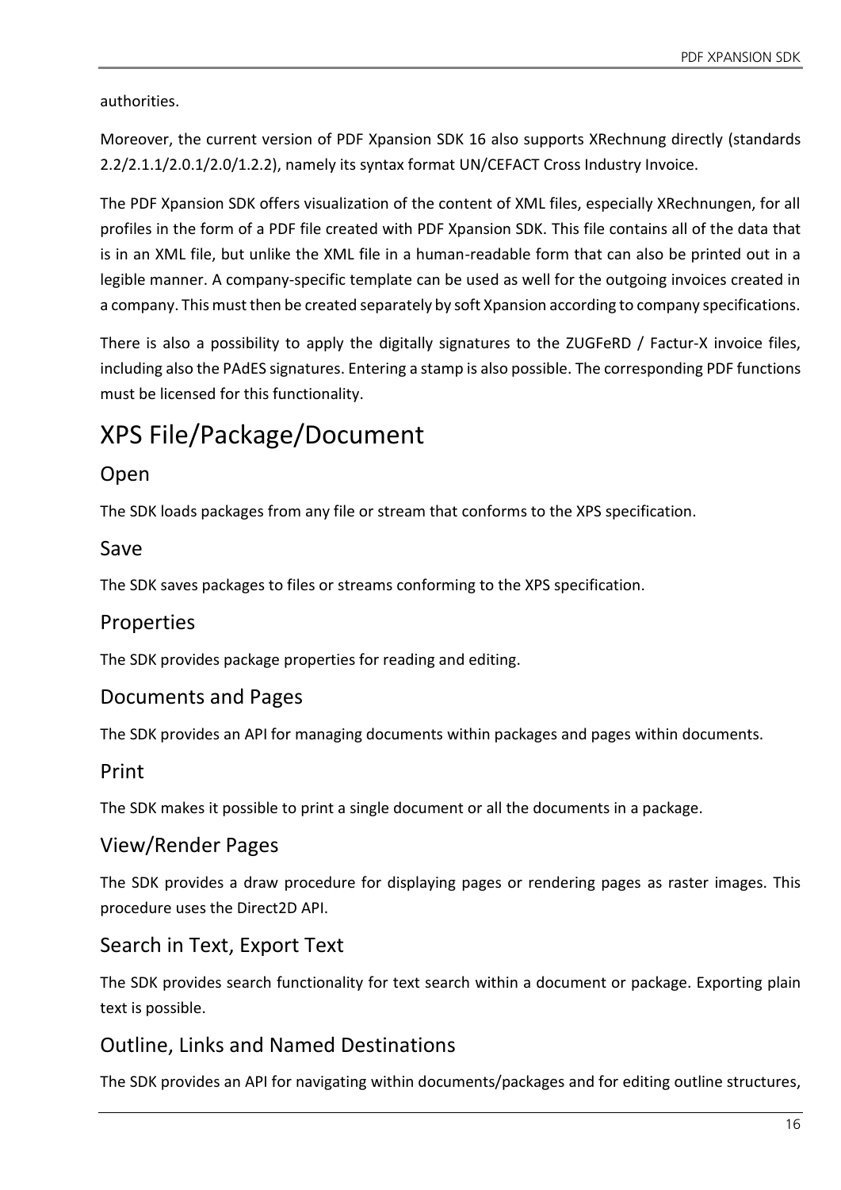authorities.

Moreover, the current version of PDF Xpansion SDK 16 also supports XRechnung directly (standards 2.2/2.1.1/2.0.1/2.0/1.2.2), namely its syntax format UN/CEFACT Cross Industry Invoice.

The PDF Xpansion SDK offers visualization of the content of XML files, especially XRechnungen, for all profiles in the form of a PDF file created with PDF Xpansion SDK. This file contains all of the data that is in an XML file, but unlike the XML file in a human-readable form that can also be printed out in a legible manner. A company-specific template can be used as well for the outgoing invoices created in a company. This must then be created separately by soft Xpansion according to company specifications.

There is also a possibility to apply the digitally signatures to the ZUGFeRD / Factur-X invoice files, including also the PAdES signatures. Entering a stamp is also possible. The corresponding PDF functions must be licensed for this functionality.

# XPS File/Package/Document

## Open

The SDK loads packages from any file or stream that conforms to the XPS specification.

## Save

The SDK saves packages to files or streams conforming to the XPS specification.

## Properties

The SDK provides package properties for reading and editing.

## Documents and Pages

The SDK provides an API for managing documents within packages and pages within documents.

## Print

The SDK makes it possible to print a single document or all the documents in a package.

## View/Render Pages

The SDK provides a draw procedure for displaying pages or rendering pages as raster images. This procedure uses the Direct2D API.

## Search in Text, Export Text

The SDK provides search functionality for text search within a document or package. Exporting plain text is possible.

## Outline, Links and Named Destinations

The SDK provides an API for navigating within documents/packages and for editing outline structures,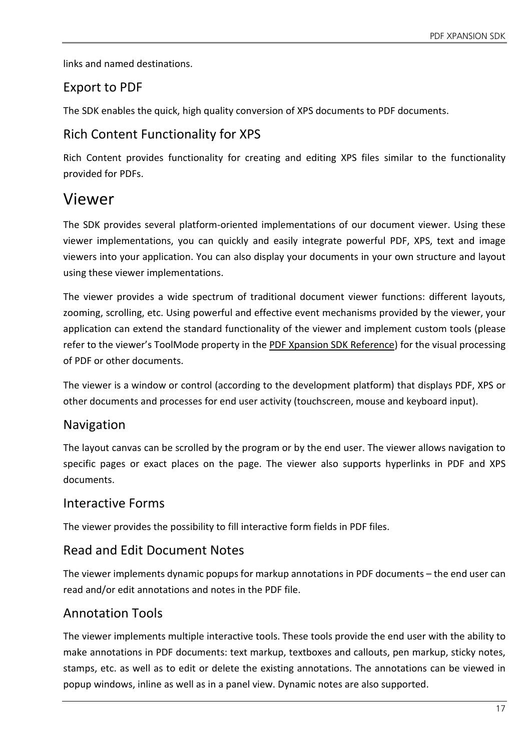links and named destinations.

## Export to PDF

The SDK enables the quick, high quality conversion of XPS documents to PDF documents.

## Rich Content Functionality for XPS

Rich Content provides functionality for creating and editing XPS files similar to the functionality provided for PDFs.

# Viewer

The SDK provides several platform-oriented implementations of our document viewer. Using these viewer implementations, you can quickly and easily integrate powerful PDF, XPS, text and image viewers into your application. You can also display your documents in your own structure and layout using these viewer implementations.

The viewer provides a wide spectrum of traditional document viewer functions: different layouts, zooming, scrolling, etc. Using powerful and effective event mechanisms provided by the viewer, your application can extend the standard functionality of the viewer and implement custom tools (please refer to the viewer's ToolMode property in the PDF Xpansion SDK Reference) for the visual processing of PDF or other documents.

The viewer is a window or control (according to the development platform) that displays PDF, XPS or other documents and processes for end user activity (touchscreen, mouse and keyboard input).

## Navigation

The layout canvas can be scrolled by the program or by the end user. The viewer allows navigation to specific pages or exact places on the page. The viewer also supports hyperlinks in PDF and XPS documents.

## Interactive Forms

The viewer provides the possibility to fill interactive form fields in PDF files.

## Read and Edit Document Notes

The viewer implements dynamic popups for markup annotations in PDF documents – the end user can read and/or edit annotations and notes in the PDF file.

## Annotation Tools

The viewer implements multiple interactive tools. These tools provide the end user with the ability to make annotations in PDF documents: text markup, textboxes and callouts, pen markup, sticky notes, stamps, etc. as well as to edit or delete the existing annotations. The annotations can be viewed in popup windows, inline as well as in a panel view. Dynamic notes are also supported.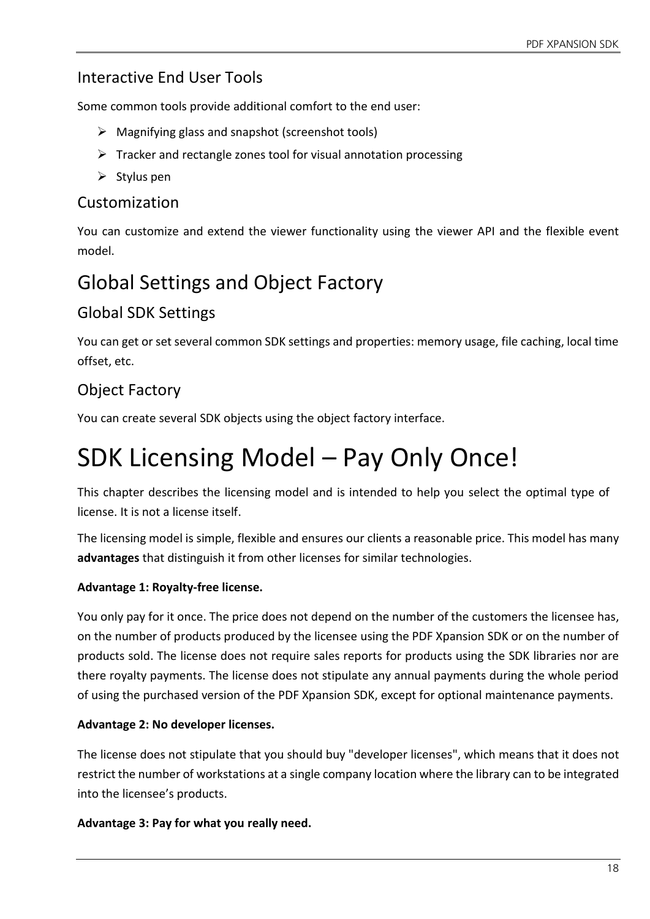### Interactive End User Tools

Some common tools provide additional comfort to the end user:

- Magnifying glass and snapshot (screenshot tools)
- Tracker and rectangle zones tool for visual annotation processing
- Stylus pen

### Customization

You can customize and extend the viewer functionality using the viewer API and the flexible event model.

## Global Settings and Object Factory

### Global SDK Settings

You can get or set several common SDK settings and properties: memory usage, file caching, local time offset, etc.

### Object Factory

You can create several SDK objects using the object factory interface.

# SDK Licensing Model – Pay Only Once!

This chapter describes the licensing model and is intended to help you select the optimal type of license. It is not a license itself.

The licensing model is simple, flexible and ensures our clients a reasonable price. This model has many **advantages** that distinguish it from other licenses for similar technologies.

**Advantage 1: Royalty-free license.**

You only pay for it once. The price does not depend on the number of the customers the licensee has, on the number of products produced by the licensee using the PDF Xpansion SDK or on the number of products sold. The license does not require sales reports for products using the SDK libraries nor are there royalty payments. The license does not stipulate any annual payments during the whole period of using the purchased version of the PDF Xpansion SDK, except for optional maintenance payments.

**Advantage 2: No developer licenses.**

The license does not stipulate that you should buy "developer licenses", which means that it does not restrict the number of workstations at a single company location where the library can to be integrated into the licensee's products.

**Advantage 3: Pay for what you really need.**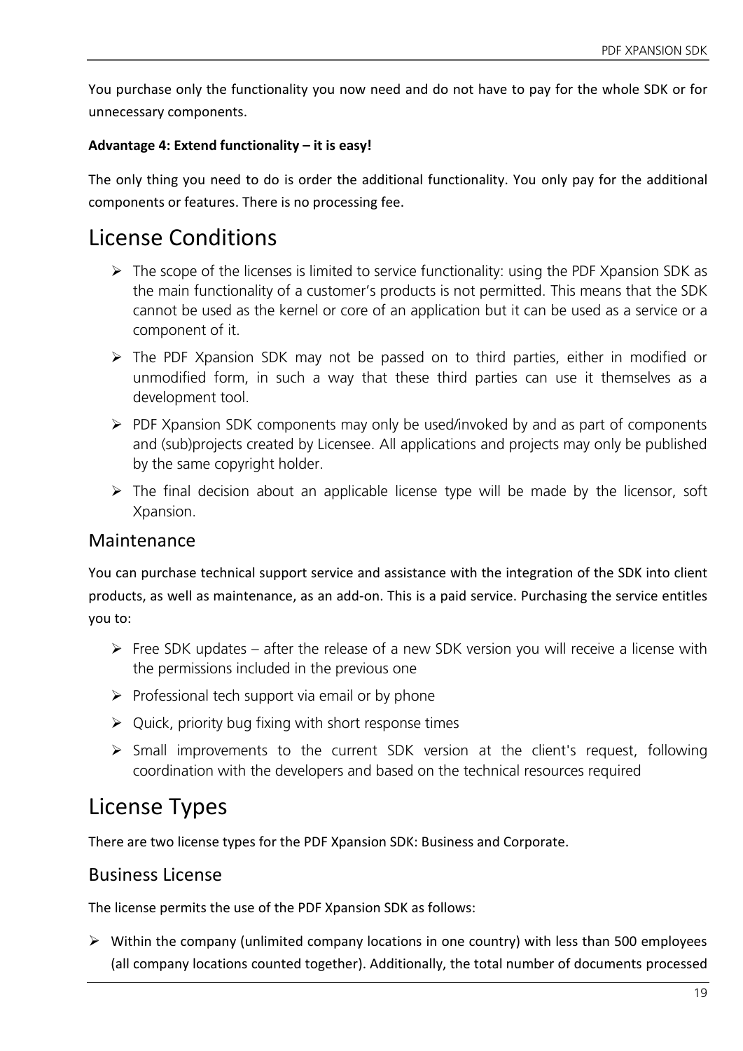You purchase only the functionality you now need and do not have to pay for the whole SDK or for unnecessary components.

**Advantage 4: Extend functionality – it is easy!**

The only thing you need to do is order the additional functionality. You only pay for the additional components or features. There is no processing fee.

# License Conditions

- The scope of the licenses is limited to service functionality: using the PDF Xpansion SDK as the main functionality of a customer's products is not permitted. This means that the SDK cannot be used as the kernel or core of an application but it can be used as a service or a component of it.
- The PDF Xpansion SDK may not be passed on to third parties, either in modified or unmodified form, in such a way that these third parties can use it themselves as a development tool.
- PDF Xpansion SDK components may only be used/invoked by and as part of components and (sub)projects created by Licensee. All applications and projects may only be published by the same copyright holder.
- The final decision about an applicable license type will be made by the licensor, soft Xpansion.

## Maintenance

You can purchase technical support service and assistance with the integration of the SDK into client products, as well as maintenance, as an add-on. This is a paid service. Purchasing the service entitles you to:

- Free SDK updates – after the release of a new SDK version you will receive a license with the permissions included in the previous one
- Professional tech support via email or by phone
- Quick, priority bug fixing with short response times
- Small improvements to the current SDK version at the client's request, following coordination with the developers and based on the technical resources required

# License Types

There are two license types for the PDF Xpansion SDK: Business and Corporate.

## Business License

The license permits the use of the PDF Xpansion SDK as follows:

- Within the company (unlimited company locations in one country) with less than 500 employees (all company locations counted together). Additionally, the total number of documents processed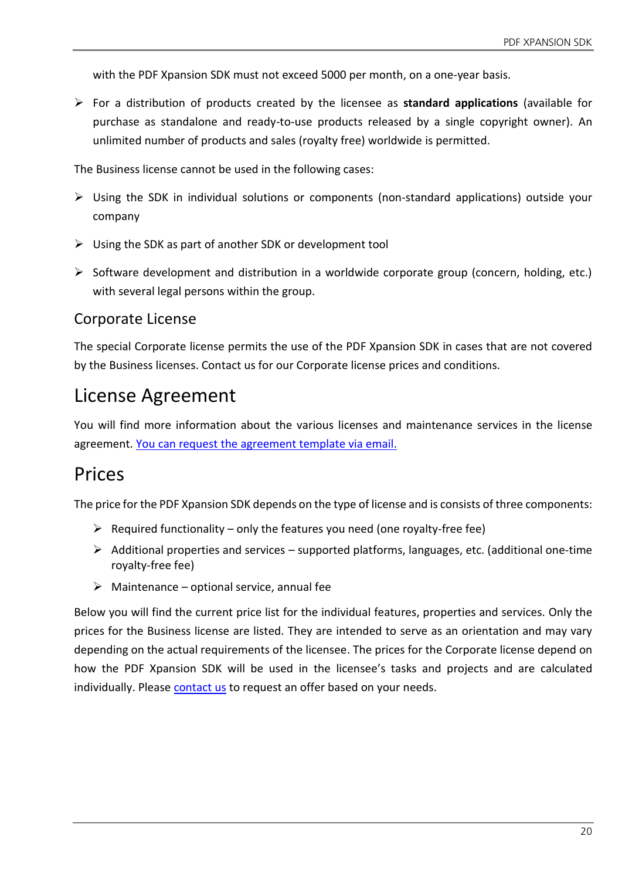with the PDF Xpansion SDK must not exceed 5000 per month, on a one-year basis.

- For a distribution of products created by the licensee as **standard applications** (available for purchase as standalone and ready-to-use products released by a single copyright owner). An unlimited number of products and sales (royalty free) worldwide is permitted.

The Business license cannot be used in the following cases:

- Using the SDK in individual solutions or components (non-standard applications) outside your company
- Using the SDK as part of another SDK or development tool
- Software development and distribution in a worldwide corporate group (concern, holding, etc.) with several legal persons within the group.

## Corporate License

The special Corporate license permits the use of the PDF Xpansion SDK in cases that are not covered by the Business licenses. Contact us for our Corporate license prices and conditions.

# License Agreement

You will find more information about the various licenses and maintenance services in the license agreement. [You can request the agreement template via email.]()

# Prices

The price for the PDF Xpansion SDK depends on the type of license and is consists of three components:

- Required functionality – only the features you need (one royalty-free fee)
- Additional properties and services – supported platforms, languages, etc. (additional one-time royalty-free fee)
- Maintenance – optional service, annual fee

Below you will find the current price list for the individual features, properties and services. Only the prices for the Business license are listed. They are intended to serve as an orientation and may vary depending on the actual requirements of the licensee. The prices for the Corporate license depend on how the PDF Xpansion SDK will be used in the licensee's tasks and projects and are calculated individually. Please [contact us]() to request an offer based on your needs.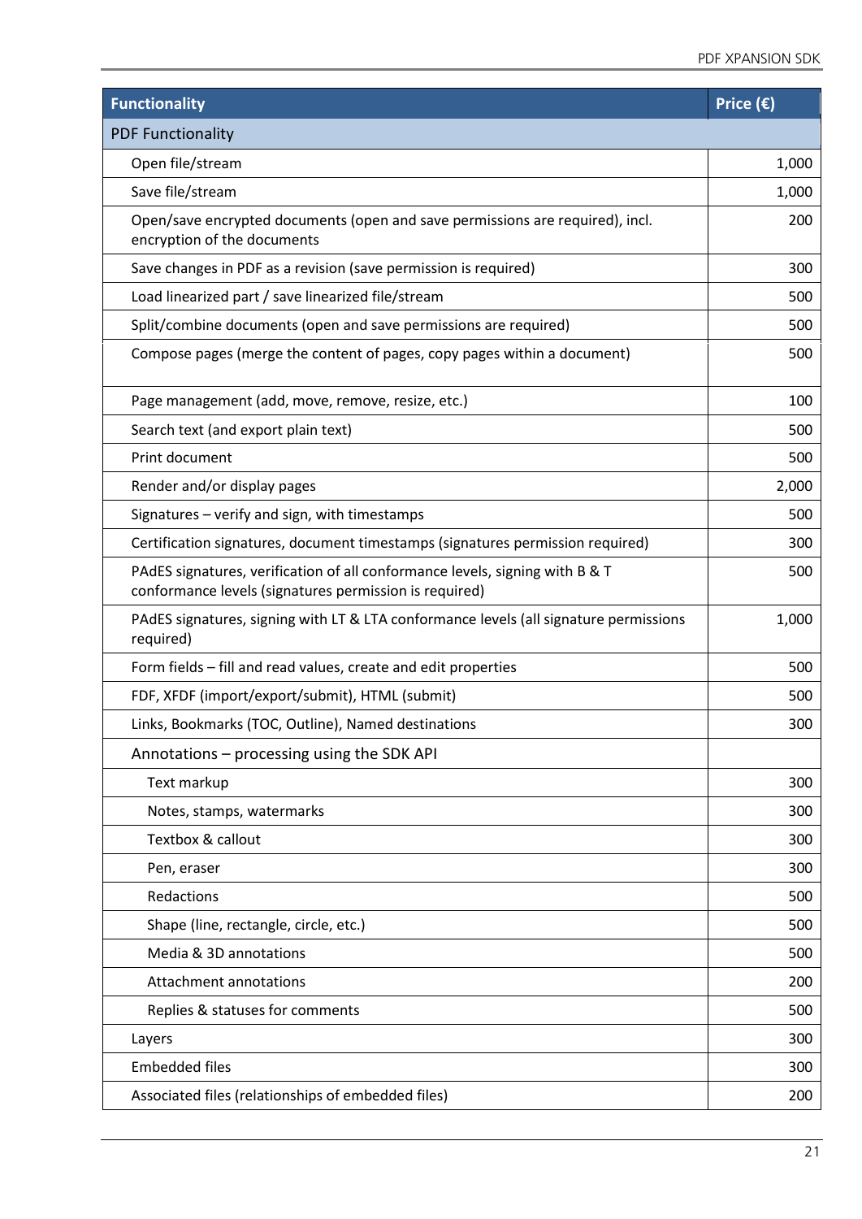| Functionality | Price (€) |
|---|---|
| PDF Functionality | |
| Open file/stream | 1,000 |
| Save file/stream | 1,000 |
| Open/save encrypted documents (open and save permissions are required), incl. encryption of the documents | 200 |
| Save changes in PDF as a revision (save permission is required) | 300 |
| Load linearized part / save linearized file/stream | 500 |
| Split/combine documents (open and save permissions are required) | 500 |
| Compose pages (merge the content of pages, copy pages within a document) | 500 |
| Page management (add, move, remove, resize, etc.) | 100 |
| Search text (and export plain text) | 500 |
| Print document | 500 |
| Render and/or display pages | 2,000 |
| Signatures – verify and sign, with timestamps | 500 |
| Certification signatures, document timestamps (signatures permission required) | 300 |
| PAdES signatures, verification of all conformance levels, signing with B & T conformance levels (signatures permission is required) | 500 |
| PAdES signatures, signing with LT & LTA conformance levels (all signature permissions required) | 1,000 |
| Form fields – fill and read values, create and edit properties | 500 |
| FDF, XFDF (import/export/submit), HTML (submit) | 500 |
| Links, Bookmarks (TOC, Outline), Named destinations | 300 |
| Annotations – processing using the SDK API | |
| Text markup | 300 |
| Notes, stamps, watermarks | 300 |
| Textbox & callout | 300 |
| Pen, eraser | 300 |
| Redactions | 500 |
| Shape (line, rectangle, circle, etc.) | 500 |
| Media & 3D annotations | 500 |
| Attachment annotations | 200 |
| Replies & statuses for comments | 500 |
| Layers | 300 |
| Embedded files | 300 |
| Associated files (relationships of embedded files) | 200 |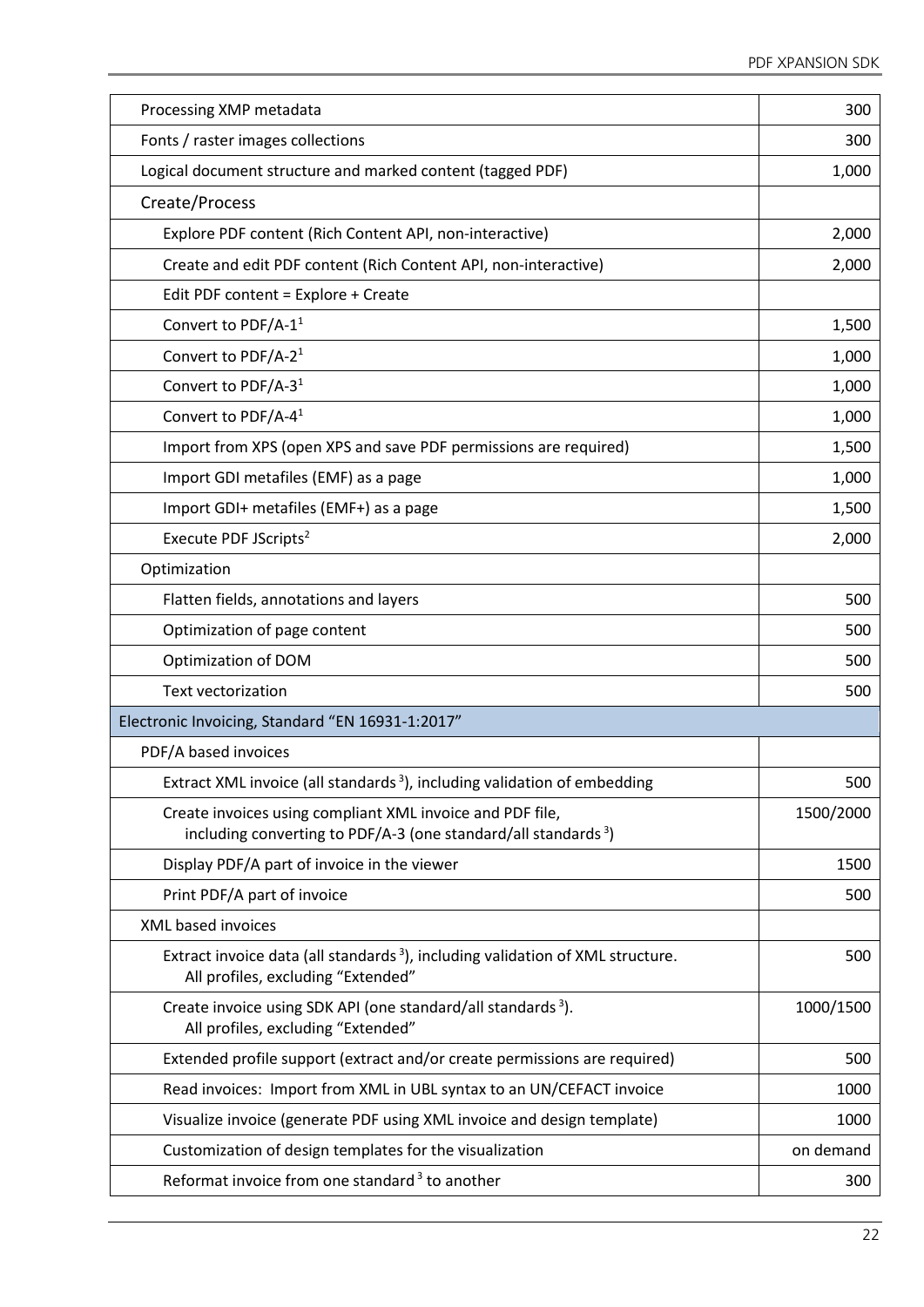| | |
|---|---|
| Processing XMP metadata | 300 |
| Fonts / raster images collections | 300 |
| Logical document structure and marked content (tagged PDF) | 1,000 |
| Create/Process | |
| Explore PDF content (Rich Content API, non-interactive) | 2,000 |
| Create and edit PDF content (Rich Content API, non-interactive) | 2,000 |
| Edit PDF content = Explore + Create | |
| Convert to PDF/A-1[1] | 1,500 |
| Convert to PDF/A-2[1] | 1,000 |
| Convert to PDF/A-3[1] | 1,000 |
| Convert to PDF/A-4[1] | 1,000 |
| Import from XPS (open XPS and save PDF permissions are required) | 1,500 |
| Import GDI metafiles (EMF) as a page | 1,000 |
| Import GDI+ metafiles (EMF+) as a page | 1,500 |
| Execute PDF JScripts[2] | 2,000 |
| Optimization | |
| Flatten fields, annotations and layers | 500 |
| Optimization of page content | 500 |
| Optimization of DOM | 500 |
| Text vectorization | 500 |
| Electronic Invoicing, Standard "EN 16931-1:2017" | |
| PDF/A based invoices | |
| Extract XML invoice (all standards [3]), including validation of embedding | 500 |
| Create invoices using compliant XML invoice and PDF file, including converting to PDF/A-3 (one standard/all standards [3]) | 1500/2000 |
| Display PDF/A part of invoice in the viewer | 1500 |
| Print PDF/A part of invoice | 500 |
| XML based invoices | |
| Extract invoice data (all standards [3]), including validation of XML structure. All profiles, excluding "Extended" | 500 |
| Create invoice using SDK API (one standard/all standards [3]). All profiles, excluding "Extended" | 1000/1500 |
| Extended profile support (extract and/or create permissions are required) | 500 |
| Read invoices: Import from XML in UBL syntax to an UN/CEFACT invoice | 1000 |
| Visualize invoice (generate PDF using XML invoice and design template) | 1000 |
| Customization of design templates for the visualization | on demand |
| Reformat invoice from one standard [3] to another | 300 |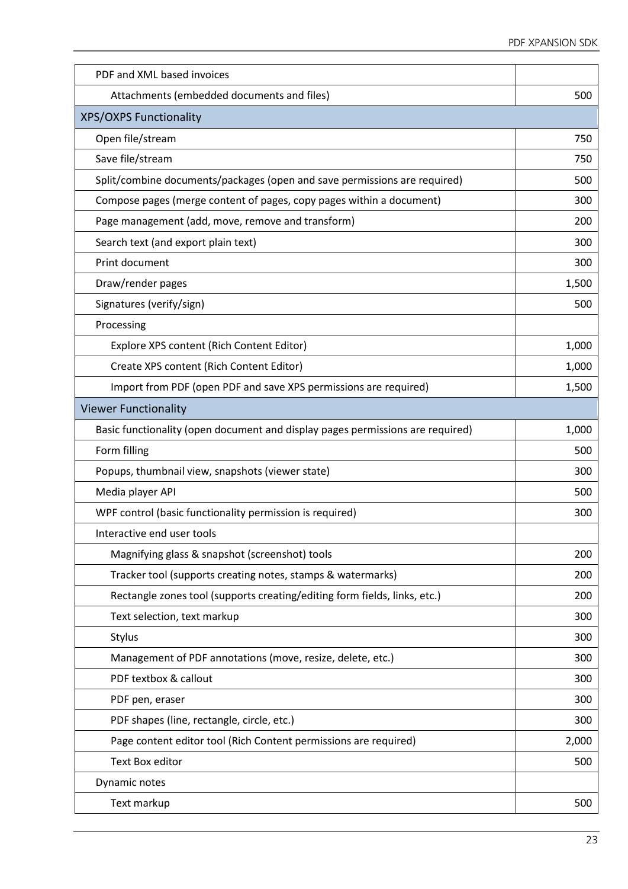| | |
|---|---|
| PDF and XML based invoices | |
| Attachments (embedded documents and files) | 500 |
| **XPS/OXPS Functionality** | |
| Open file/stream | 750 |
| Save file/stream | 750 |
| Split/combine documents/packages (open and save permissions are required) | 500 |
| Compose pages (merge content of pages, copy pages within a document) | 300 |
| Page management (add, move, remove and transform) | 200 |
| Search text (and export plain text) | 300 |
| Print document | 300 |
| Draw/render pages | 1,500 |
| Signatures (verify/sign) | 500 |
| Processing | |
| Explore XPS content (Rich Content Editor) | 1,000 |
| Create XPS content (Rich Content Editor) | 1,000 |
| Import from PDF (open PDF and save XPS permissions are required) | 1,500 |
| **Viewer Functionality** | |
| Basic functionality (open document and display pages permissions are required) | 1,000 |
| Form filling | 500 |
| Popups, thumbnail view, snapshots (viewer state) | 300 |
| Media player API | 500 |
| WPF control (basic functionality permission is required) | 300 |
| Interactive end user tools | |
| Magnifying glass & snapshot (screenshot) tools | 200 |
| Tracker tool (supports creating notes, stamps & watermarks) | 200 |
| Rectangle zones tool (supports creating/editing form fields, links, etc.) | 200 |
| Text selection, text markup | 300 |
| Stylus | 300 |
| Management of PDF annotations (move, resize, delete, etc.) | 300 |
| PDF textbox & callout | 300 |
| PDF pen, eraser | 300 |
| PDF shapes (line, rectangle, circle, etc.) | 300 |
| Page content editor tool (Rich Content permissions are required) | 2,000 |
| Text Box editor | 500 |
| Dynamic notes | |
| Text markup | 500 |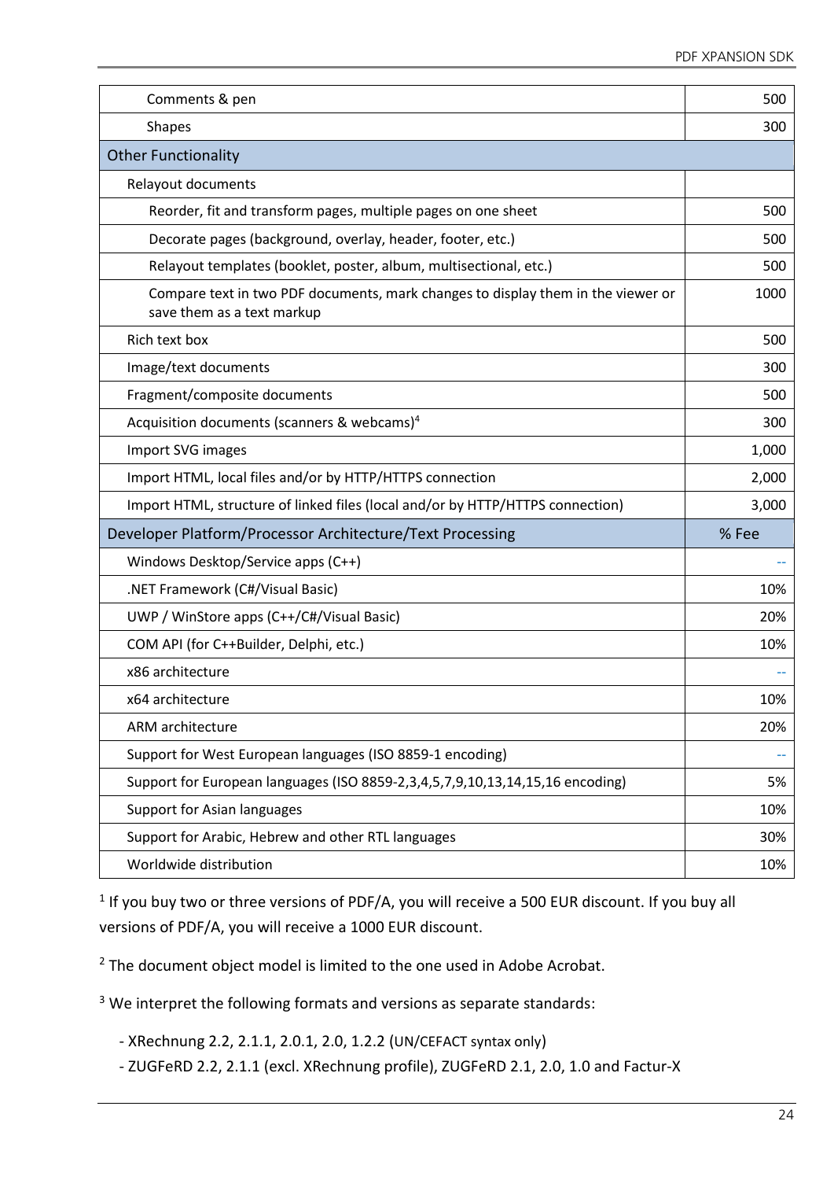| | |
|---|---|
| Comments & pen | 500 |
| Shapes | 300 |
| **Other Functionality** | |
| Relayout documents | |
| Reorder, fit and transform pages, multiple pages on one sheet | 500 |
| Decorate pages (background, overlay, header, footer, etc.) | 500 |
| Relayout templates (booklet, poster, album, multisectional, etc.) | 500 |
| Compare text in two PDF documents, mark changes to display them in the viewer or save them as a text markup | 1000 |
| Rich text box | 500 |
| Image/text documents | 300 |
| Fragment/composite documents | 500 |
| Acquisition documents (scanners & webcams)[4] | 300 |
| Import SVG images | 1,000 |
| Import HTML, local files and/or by HTTP/HTTPS connection | 2,000 |
| Import HTML, structure of linked files (local and/or by HTTP/HTTPS connection) | 3,000 |
| **Developer Platform/Processor Architecture/Text Processing** | **% Fee** |
| Windows Desktop/Service apps (C++) | -- |
| .NET Framework (C#/Visual Basic) | 10% |
| UWP / WinStore apps (C++/C#/Visual Basic) | 20% |
| COM API (for C++Builder, Delphi, etc.) | 10% |
| x86 architecture | -- |
| x64 architecture | 10% |
| ARM architecture | 20% |
| Support for West European languages (ISO 8859-1 encoding) | -- |
| Support for European languages (ISO 8859-2,3,4,5,7,9,10,13,14,15,16 encoding) | 5% |
| Support for Asian languages | 10% |
| Support for Arabic, Hebrew and other RTL languages | 30% |
| Worldwide distribution | 10% |

[1] If you buy two or three versions of PDF/A, you will receive a 500 EUR discount. If you buy all versions of PDF/A, you will receive a 1000 EUR discount.

[2] The document object model is limited to the one used in Adobe Acrobat.

[3] We interpret the following formats and versions as separate standards:

- XRechnung 2.2, 2.1.1, 2.0.1, 2.0, 1.2.2 (UN/CEFACT syntax only)
- ZUGFeRD 2.2, 2.1.1 (excl. XRechnung profile), ZUGFeRD 2.1, 2.0, 1.0 and Factur-X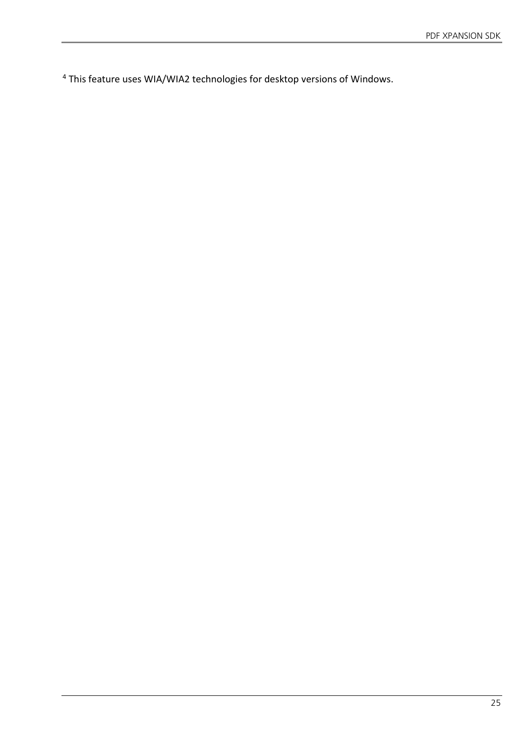[4] This feature uses WIA/WIA2 technologies for desktop versions of Windows.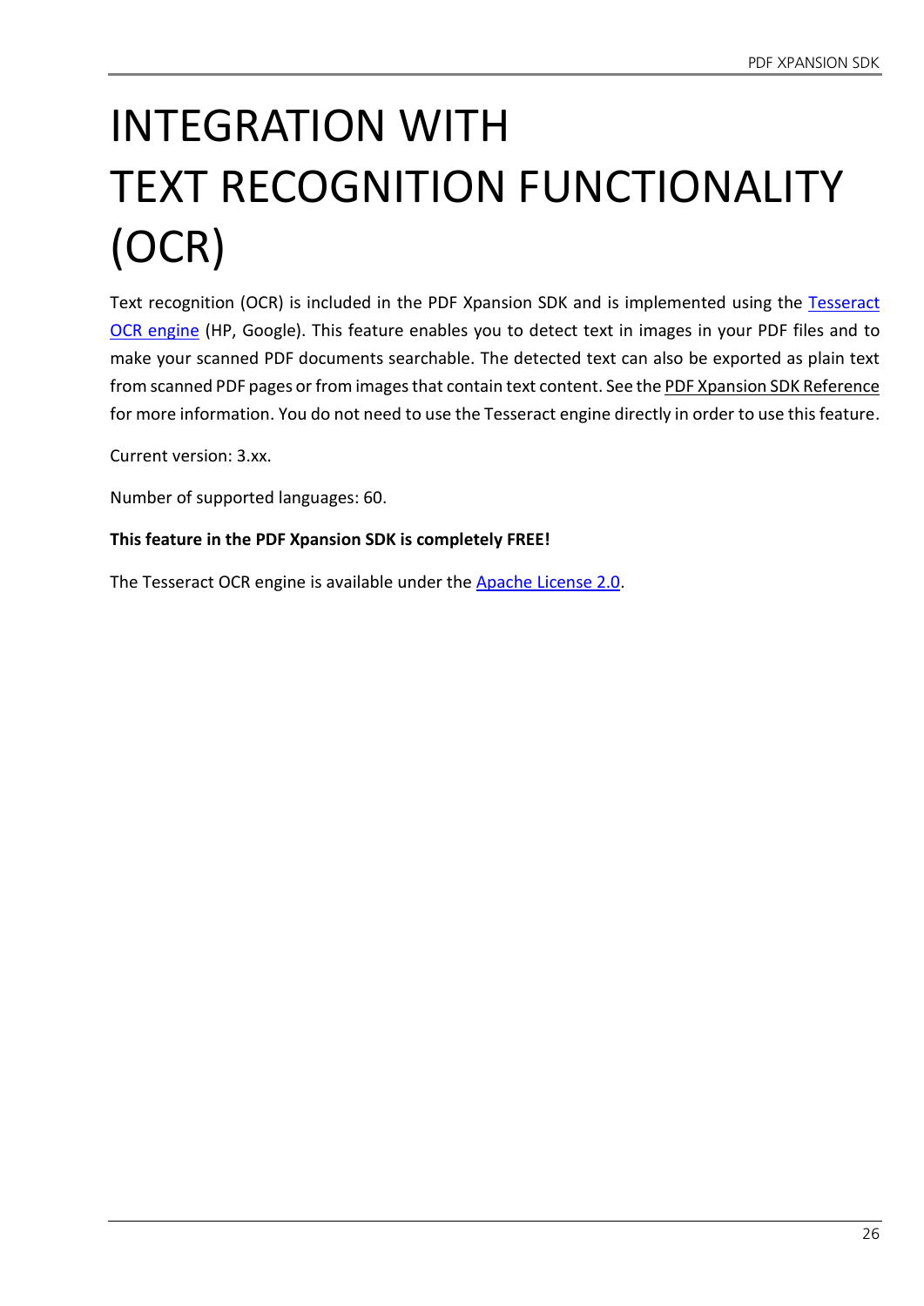# INTEGRATION WITH TEXT RECOGNITION FUNCTIONALITY (OCR)

Text recognition (OCR) is included in the PDF Xpansion SDK and is implemented using the Tesseract OCR engine (HP, Google). This feature enables you to detect text in images in your PDF files and to make your scanned PDF documents searchable. The detected text can also be exported as plain text from scanned PDF pages or from images that contain text content. See the PDF Xpansion SDK Reference for more information. You do not need to use the Tesseract engine directly in order to use this feature.

Current version: 3.xx.

Number of supported languages: 60.

**This feature in the PDF Xpansion SDK is completely FREE!**

The Tesseract OCR engine is available under the Apache License 2.0.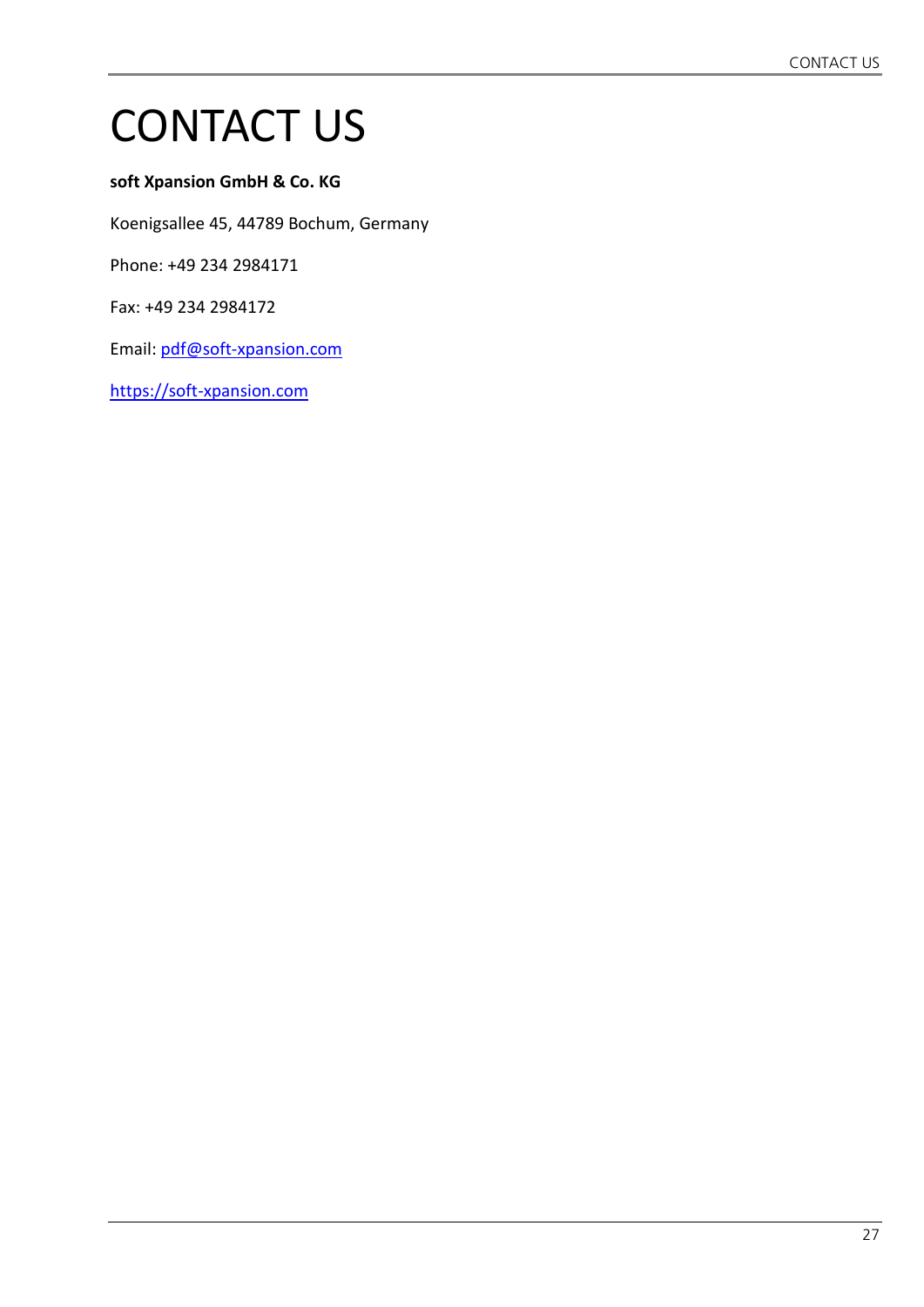# CONTACT US

**soft Xpansion GmbH & Co. KG**

Koenigsallee 45, 44789 Bochum, Germany

Phone: +49 234 2984171

Fax: +49 234 2984172

Email: pdf@soft-xpansion.com

https://soft-xpansion.com